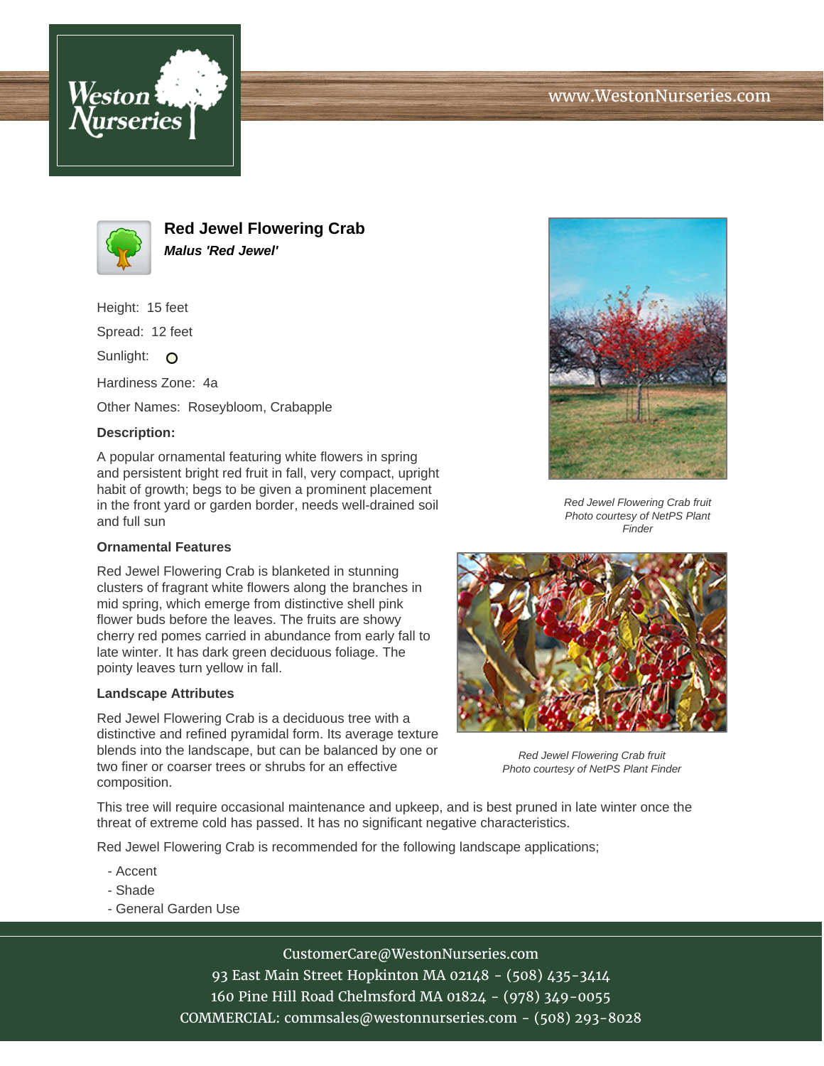www.WestonNurseries.com

# Red Jewel Flowering Crab

***Malus 'Red Jewel'***

Height: 15 feet

Spread: 12 feet

Sunlight: O

Hardiness Zone: 4a

Other Names: Roseybloom, Crabapple

### Description:

A popular ornamental featuring white flowers in spring and persistent bright red fruit in fall, very compact, upright habit of growth; begs to be given a prominent placement in the front yard or garden border, needs well-drained soil and full sun

### Ornamental Features

Red Jewel Flowering Crab is blanketed in stunning clusters of fragrant white flowers along the branches in mid spring, which emerge from distinctive shell pink flower buds before the leaves. The fruits are showy cherry red pomes carried in abundance from early fall to late winter. It has dark green deciduous foliage. The pointy leaves turn yellow in fall.

### Landscape Attributes

Red Jewel Flowering Crab is a deciduous tree with a distinctive and refined pyramidal form. Its average texture blends into the landscape, but can be balanced by one or two finer or coarser trees or shrubs for an effective composition.

This tree will require occasional maintenance and upkeep, and is best pruned in late winter once the threat of extreme cold has passed. It has no significant negative characteristics.

Red Jewel Flowering Crab is recommended for the following landscape applications;

- Accent
- Shade
- General Garden Use

*Red Jewel Flowering Crab fruit Photo courtesy of NetPS Plant Finder*

*Red Jewel Flowering Crab fruit Photo courtesy of NetPS Plant Finder*

CustomerCare@WestonNurseries.com
93 East Main Street Hopkinton MA 02148 - (508) 435-3414
160 Pine Hill Road Chelmsford MA 01824 - (978) 349-0055
COMMERCIAL: commsales@westonnurseries.com - (508) 293-8028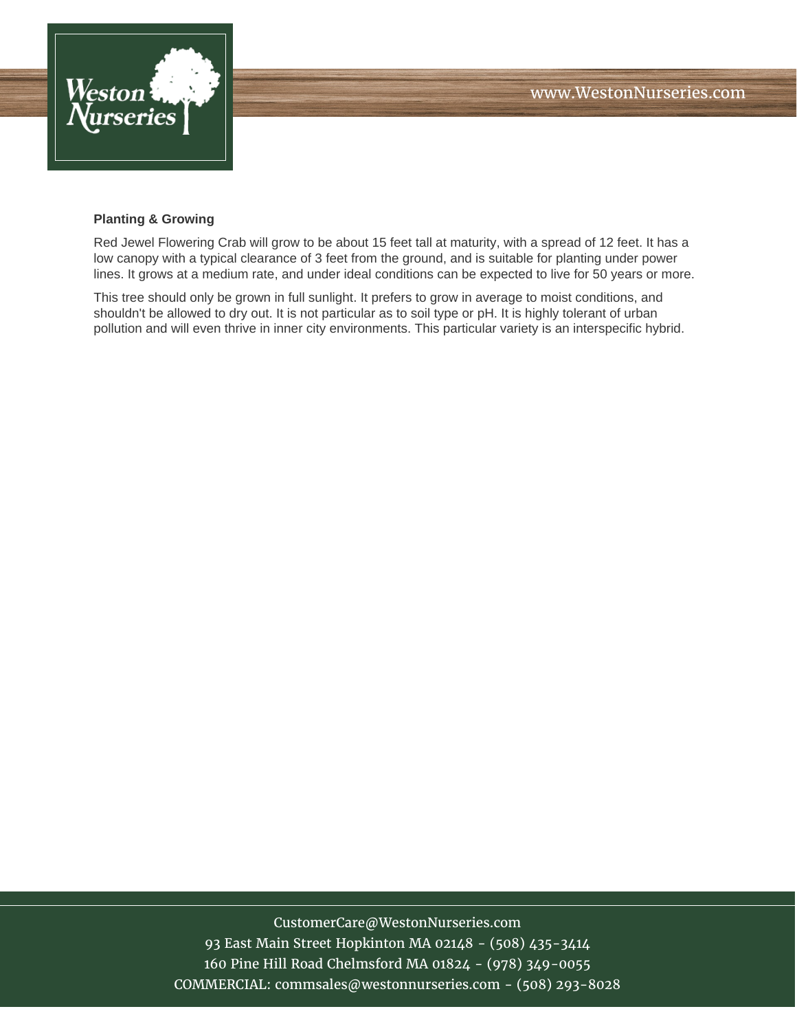### Planting & Growing

Red Jewel Flowering Crab will grow to be about 15 feet tall at maturity, with a spread of 12 feet. It has a low canopy with a typical clearance of 3 feet from the ground, and is suitable for planting under power lines. It grows at a medium rate, and under ideal conditions can be expected to live for 50 years or more.

This tree should only be grown in full sunlight. It prefers to grow in average to moist conditions, and shouldn't be allowed to dry out. It is not particular as to soil type or pH. It is highly tolerant of urban pollution and will even thrive in inner city environments. This particular variety is an interspecific hybrid.